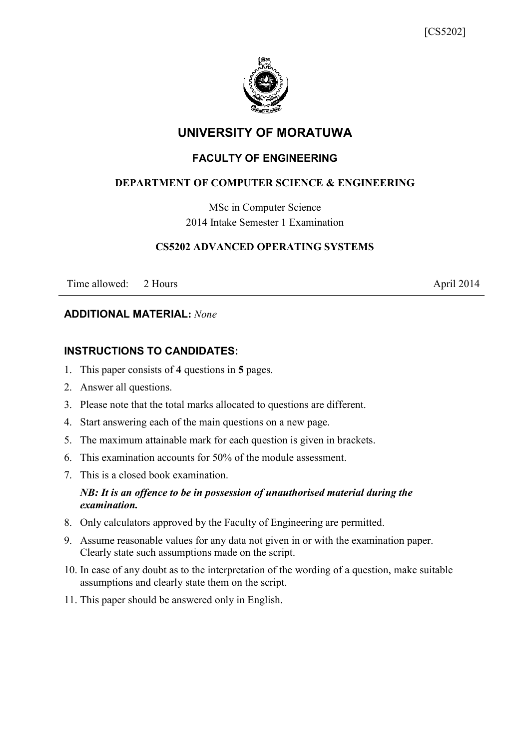[CS5202]

# UNIVERSITY OF MORATUWA

## FACULTY OF ENGINEERING

### DEPARTMENT OF COMPUTER SCIENCE & ENGINEERING

MSc in Computer Science
2014 Intake Semester 1 Examination

### CS5202 ADVANCED OPERATING SYSTEMS

Time allowed: 2 Hours April 2014

---

**ADDITIONAL MATERIAL:** *None*

**INSTRUCTIONS TO CANDIDATES:**

1. This paper consists of **4** questions in **5** pages.
2. Answer all questions.
3. Please note that the total marks allocated to questions are different.
4. Start answering each of the main questions on a new page.
5. The maximum attainable mark for each question is given in brackets.
6. This examination accounts for 50% of the module assessment.
7. This is a closed book examination.

   ***NB: It is an offence to be in possession of unauthorised material during the examination.***
8. Only calculators approved by the Faculty of Engineering are permitted.
9. Assume reasonable values for any data not given in or with the examination paper. Clearly state such assumptions made on the script.
10. In case of any doubt as to the interpretation of the wording of a question, make suitable assumptions and clearly state them on the script.
11. This paper should be answered only in English.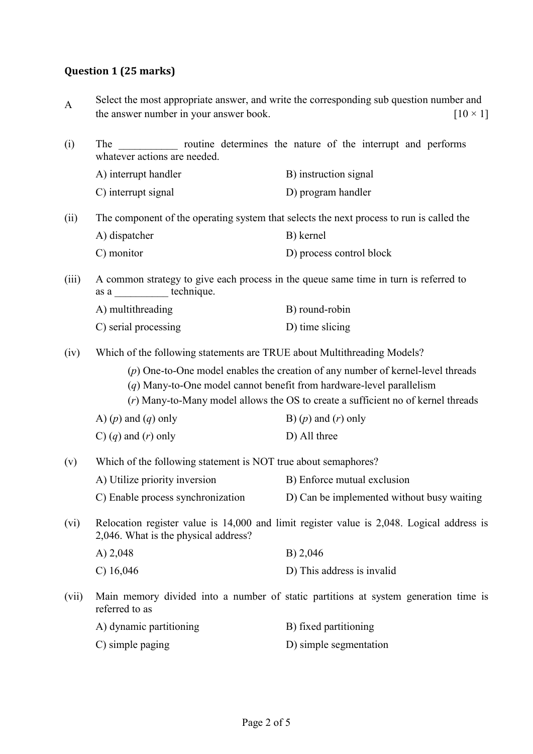**Question 1 (25 marks)**

A Select the most appropriate answer, and write the corresponding sub question number and the answer number in your answer book. [10 × 1]

(i) The ___________ routine determines the nature of the interrupt and performs whatever actions are needed.

A) interrupt handler
B) instruction signal
C) interrupt signal
D) program handler

(ii) The component of the operating system that selects the next process to run is called the

A) dispatcher
B) kernel
C) monitor
D) process control block

(iii) A common strategy to give each process in the queue same time in turn is referred to as a __________ technique.

A) multithreading
B) round-robin
C) serial processing
D) time slicing

(iv) Which of the following statements are TRUE about Multithreading Models?

(*p*) One-to-One model enables the creation of any number of kernel-level threads
(*q*) Many-to-One model cannot benefit from hardware-level parallelism
(*r*) Many-to-Many model allows the OS to create a sufficient no of kernel threads

A) (*p*) and (*q*) only
B) (*p*) and (*r*) only
C) (*q*) and (*r*) only
D) All three

(v) Which of the following statement is NOT true about semaphores?

A) Utilize priority inversion
B) Enforce mutual exclusion
C) Enable process synchronization
D) Can be implemented without busy waiting

(vi) Relocation register value is 14,000 and limit register value is 2,048. Logical address is 2,046. What is the physical address?

A) 2,048
B) 2,046
C) 16,046
D) This address is invalid

(vii) Main memory divided into a number of static partitions at system generation time is referred to as

A) dynamic partitioning
B) fixed partitioning
C) simple paging
D) simple segmentation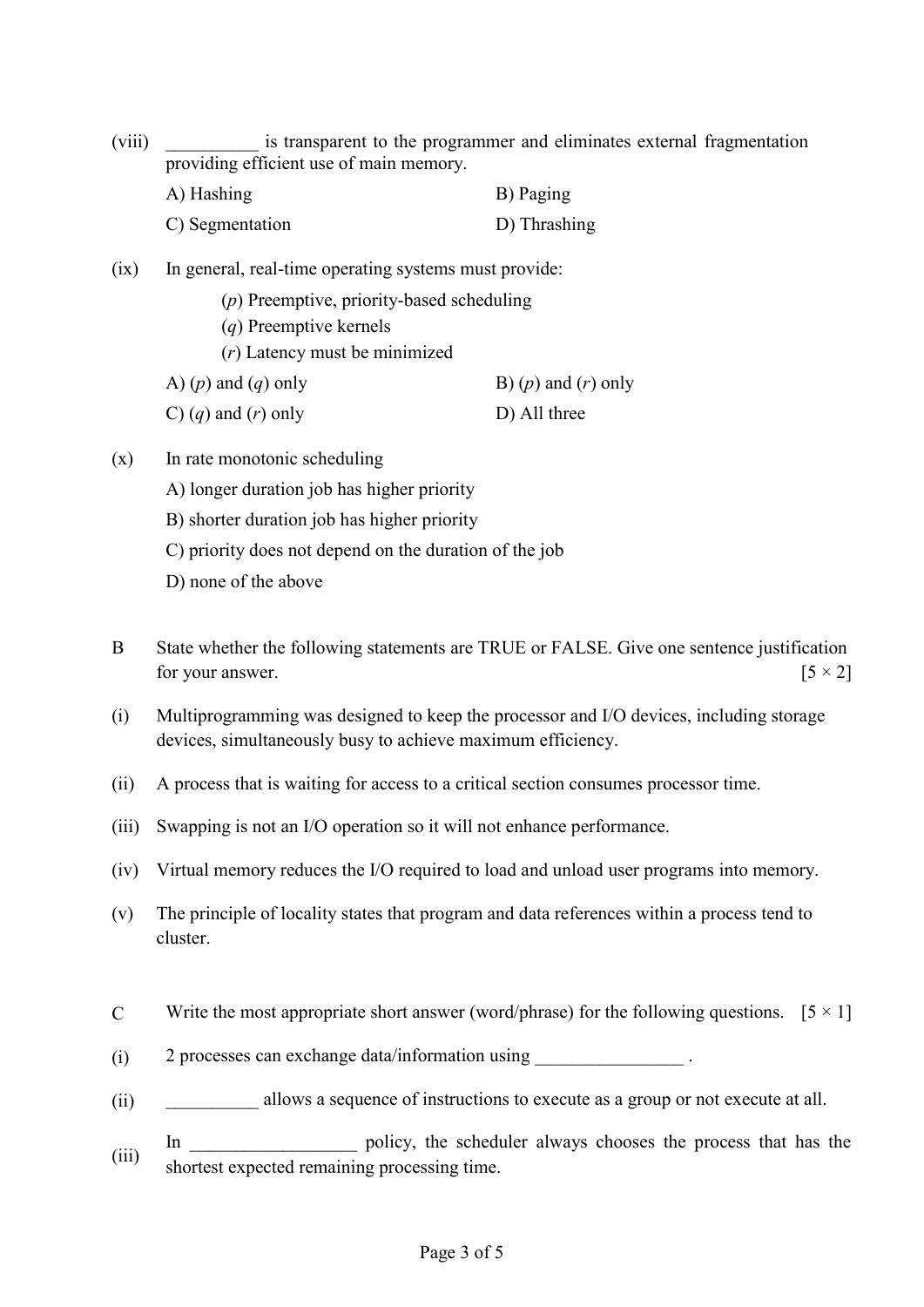(viii) __________ is transparent to the programmer and eliminates external fragmentation providing efficient use of main memory.

A) Hashing B) Paging

C) Segmentation D) Thrashing

(ix) In general, real-time operating systems must provide:

(*p*) Preemptive, priority-based scheduling

(*q*) Preemptive kernels

(*r*) Latency must be minimized

A) (*p*) and (*q*) only B) (*p*) and (*r*) only

C) (*q*) and (*r*) only D) All three

(x) In rate monotonic scheduling

A) longer duration job has higher priority

B) shorter duration job has higher priority

C) priority does not depend on the duration of the job

D) none of the above

B State whether the following statements are TRUE or FALSE. Give one sentence justification for your answer. [5 × 2]

(i) Multiprogramming was designed to keep the processor and I/O devices, including storage devices, simultaneously busy to achieve maximum efficiency.

(ii) A process that is waiting for access to a critical section consumes processor time.

(iii) Swapping is not an I/O operation so it will not enhance performance.

(iv) Virtual memory reduces the I/O required to load and unload user programs into memory.

(v) The principle of locality states that program and data references within a process tend to cluster.

C Write the most appropriate short answer (word/phrase) for the following questions. [5 × 1]

(i) 2 processes can exchange data/information using ________________ .

(ii) __________ allows a sequence of instructions to execute as a group or not execute at all.

(iii) In __________________ policy, the scheduler always chooses the process that has the shortest expected remaining processing time.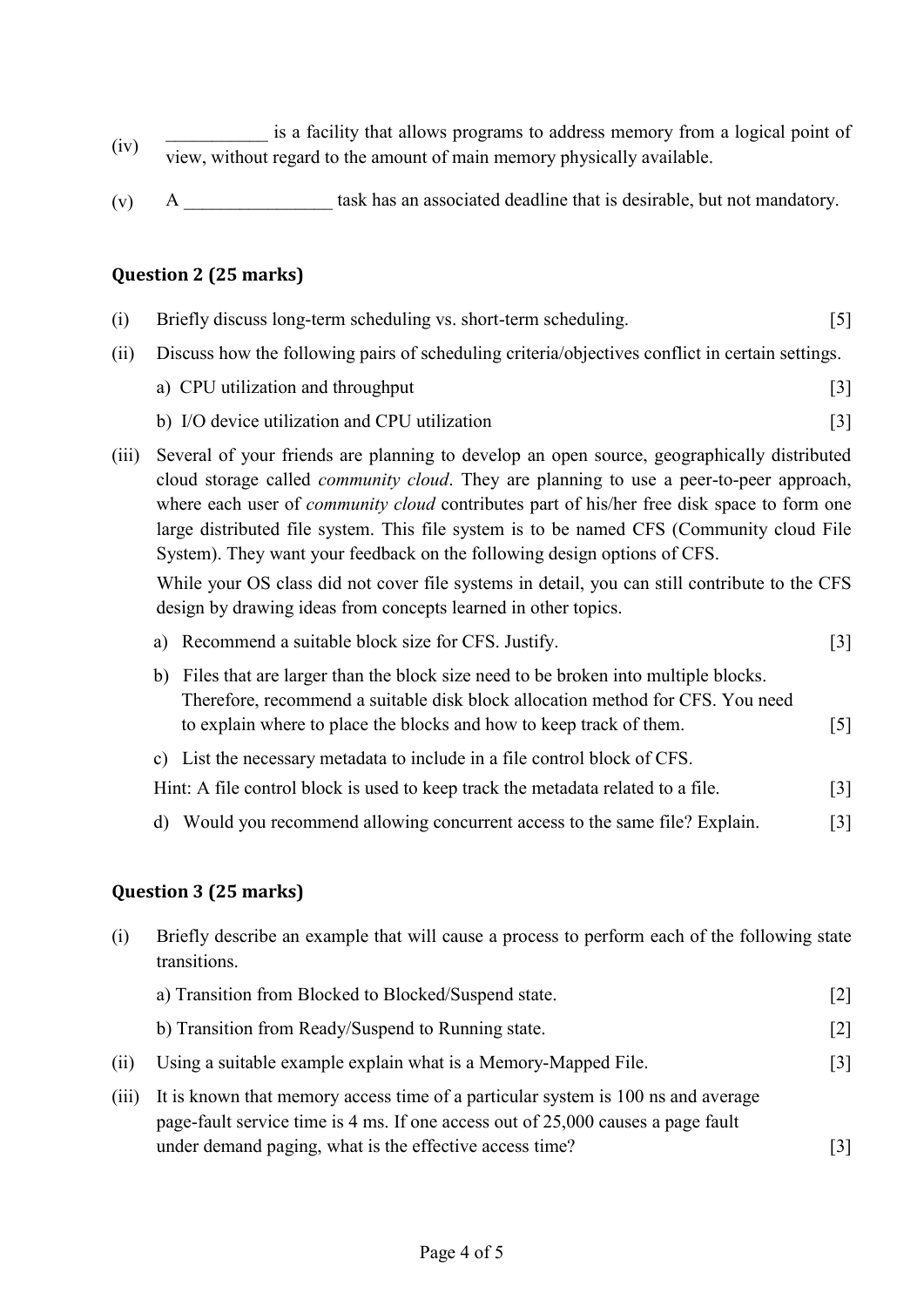(iv) ___________ is a facility that allows programs to address memory from a logical point of view, without regard to the amount of main memory physically available.

(v) A ________________ task has an associated deadline that is desirable, but not mandatory.

## Question 2 (25 marks)

(i) Briefly discuss long-term scheduling vs. short-term scheduling. [5]

(ii) Discuss how the following pairs of scheduling criteria/objectives conflict in certain settings.

a) CPU utilization and throughput [3]

b) I/O device utilization and CPU utilization [3]

(iii) Several of your friends are planning to develop an open source, geographically distributed cloud storage called *community cloud*. They are planning to use a peer-to-peer approach, where each user of *community cloud* contributes part of his/her free disk space to form one large distributed file system. This file system is to be named CFS (Community cloud File System). They want your feedback on the following design options of CFS.

While your OS class did not cover file systems in detail, you can still contribute to the CFS design by drawing ideas from concepts learned in other topics.

a) Recommend a suitable block size for CFS. Justify. [3]

b) Files that are larger than the block size need to be broken into multiple blocks. Therefore, recommend a suitable disk block allocation method for CFS. You need to explain where to place the blocks and how to keep track of them. [5]

c) List the necessary metadata to include in a file control block of CFS.
Hint: A file control block is used to keep track the metadata related to a file. [3]

d) Would you recommend allowing concurrent access to the same file? Explain. [3]

## Question 3 (25 marks)

(i) Briefly describe an example that will cause a process to perform each of the following state transitions.

a) Transition from Blocked to Blocked/Suspend state. [2]

b) Transition from Ready/Suspend to Running state. [2]

(ii) Using a suitable example explain what is a Memory-Mapped File. [3]

(iii) It is known that memory access time of a particular system is 100 ns and average page-fault service time is 4 ms. If one access out of 25,000 causes a page fault under demand paging, what is the effective access time? [3]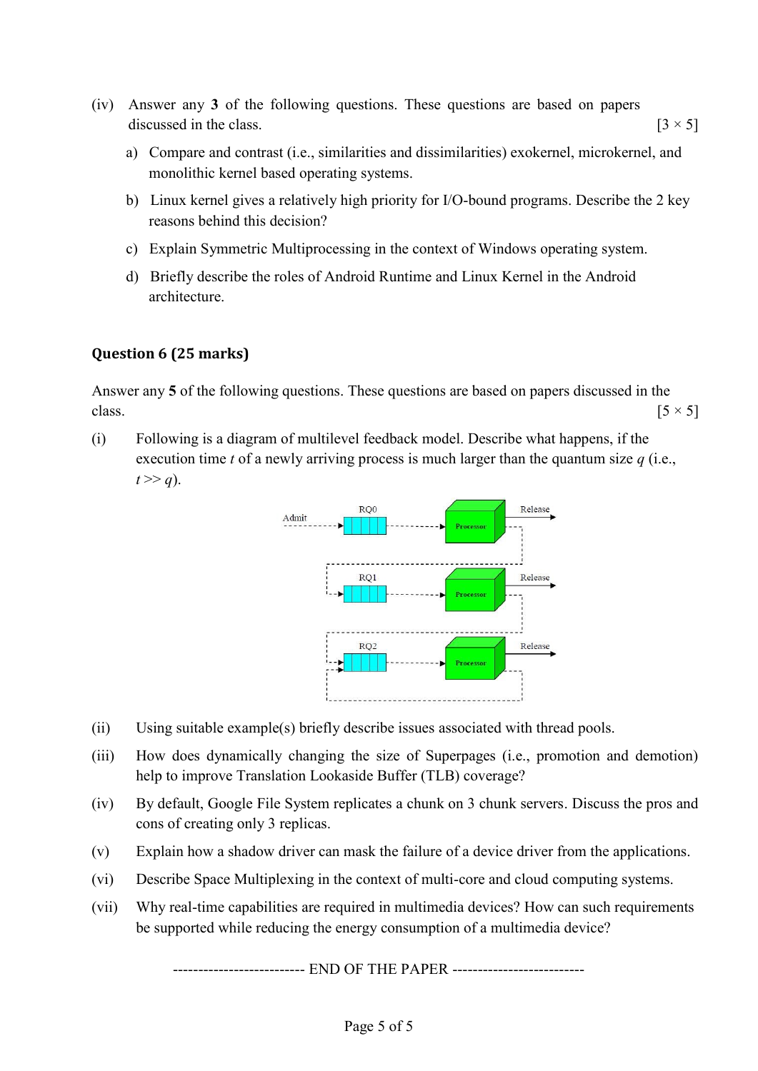(iv) Answer any **3** of the following questions. These questions are based on papers discussed in the class. [3 × 5]

a) Compare and contrast (i.e., similarities and dissimilarities) exokernel, microkernel, and monolithic kernel based operating systems.

b) Linux kernel gives a relatively high priority for I/O-bound programs. Describe the 2 key reasons behind this decision?

c) Explain Symmetric Multiprocessing in the context of Windows operating system.

d) Briefly describe the roles of Android Runtime and Linux Kernel in the Android architecture.

### Question 6 (25 marks)

Answer any **5** of the following questions. These questions are based on papers discussed in the class. [5 × 5]

(i) Following is a diagram of multilevel feedback model. Describe what happens, if the execution time $t$ of a newly arriving process is much larger than the quantum size $q$ (i.e., $t >> q$).

Admit
RQ0
Processor
Release
RQ1
Processor
Release
RQ2
Processor
Release

(ii) Using suitable example(s) briefly describe issues associated with thread pools.

(iii) How does dynamically changing the size of Superpages (i.e., promotion and demotion) help to improve Translation Lookaside Buffer (TLB) coverage?

(iv) By default, Google File System replicates a chunk on 3 chunk servers. Discuss the pros and cons of creating only 3 replicas.

(v) Explain how a shadow driver can mask the failure of a device driver from the applications.

(vi) Describe Space Multiplexing in the context of multi-core and cloud computing systems.

(vii) Why real-time capabilities are required in multimedia devices? How can such requirements be supported while reducing the energy consumption of a multimedia device?

-------------------------- END OF THE PAPER --------------------------